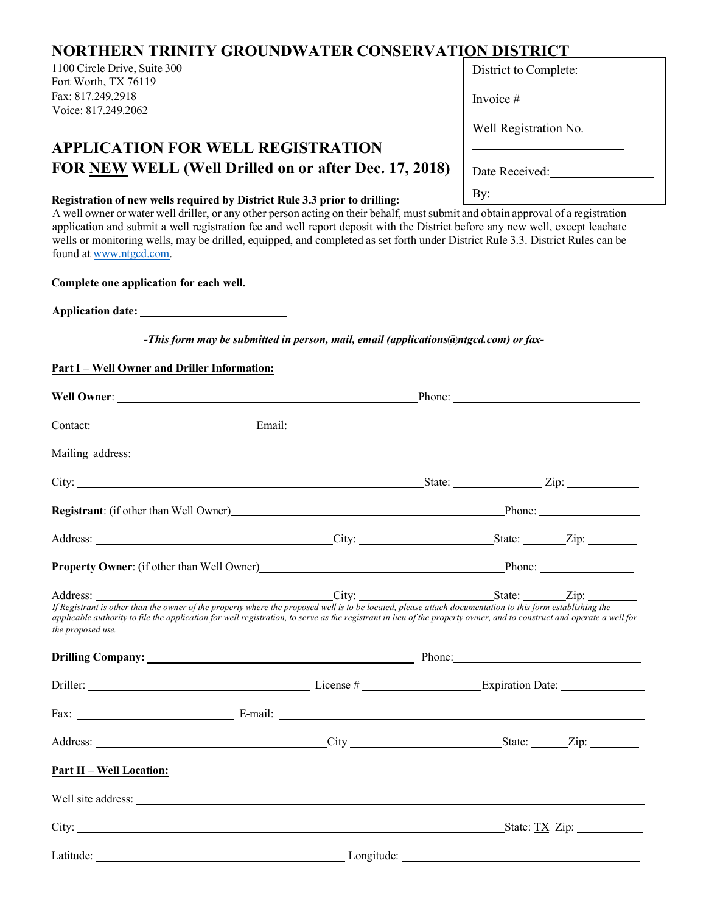# NORTHERN TRINITY GROUNDWATER CONSERVATION DISTRICT

1100 Circle Drive, Suite 300
Fort Worth, TX 76119
Fax: 817.249.2918
Voice: 817.249.2062

District to Complete:

Invoice #________________

Well Registration No.

________________________

Date Received:________________

By:________________________

## APPLICATION FOR WELL REGISTRATION FOR NEW WELL (Well Drilled on or after Dec. 17, 2018)

**Registration of new wells required by District Rule 3.3 prior to drilling:**
A well owner or water well driller, or any other person acting on their behalf, must submit and obtain approval of a registration application and submit a well registration fee and well report deposit with the District before any new well, except leachate wells or monitoring wells, may be drilled, equipped, and completed as set forth under District Rule 3.3. District Rules can be found at www.ntgcd.com.

**Complete one application for each well.**

**Application date:** ________________________

*-This form may be submitted in person, mail, email (applications@ntgcd.com) or fax-*

**Part I – Well Owner and Driller Information:**

**Well Owner**: ________________________________________________ Phone: ______________________________

Contact: __________________________ Email: ________________________________________________________

Mailing address: ____________________________________________________________________________

City: ________________________________________________ State: ______________ Zip: ____________

**Registrant**: (if other than Well Owner)__________________________________________ Phone: ________________

Address: ______________________________________ City: _____________________ State: _______ Zip: ________

**Property Owner**: (if other than Well Owner)______________________________________ Phone: ________________

Address: ______________________________________ City: _____________________ State: _______ Zip: ________

*If Registrant is other than the owner of the property where the proposed well is to be located, please attach documentation to this form establishing the applicable authority to file the application for well registration, to serve as the registrant in lieu of the property owner, and to construct and operate a well for the proposed use.*

**Drilling Company:** __________________________________________ Phone: ______________________________

Driller: ___________________________________ License # __________________ Expiration Date: ______________

Fax: _________________________ E-mail: ____________________________________________________________

Address: ______________________________________ City ________________________ State: ______ Zip: ________

**Part II – Well Location:**

Well site address: ______________________________________________________________________________

City: ____________________________________________________________________ State: TX Zip: ___________

Latitude: ________________________________________ Longitude: ________________________________________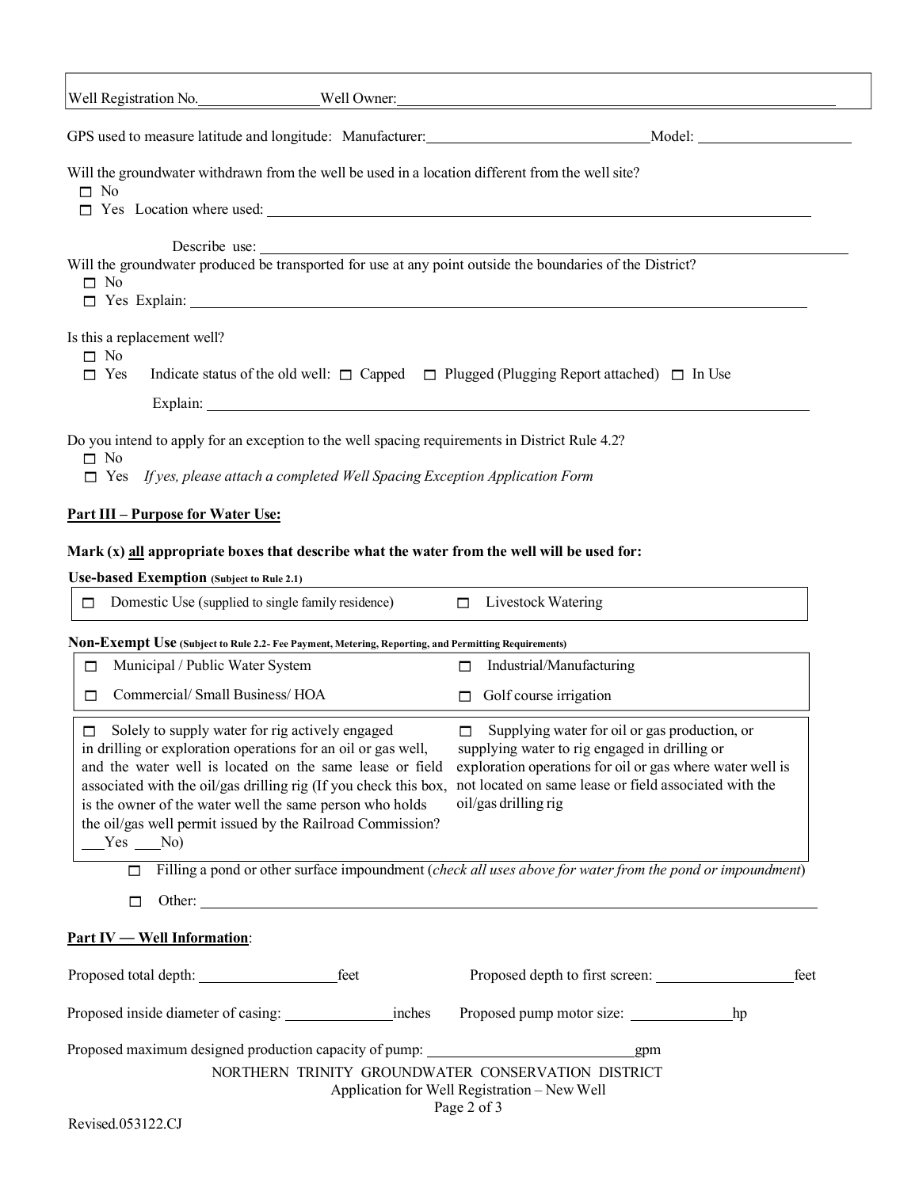| Well Registration No. ________________ | Well Owner: ____________________________________________ |
|---|---|

GPS used to measure latitude and longitude: Manufacturer: ______________________________ Model: ____________________

Will the groundwater withdrawn from the well be used in a location different from the well site?

- ☐ No
- ☐ Yes Location where used: ____________________________________________

Describe use: ____________________________________________

Will the groundwater produced be transported for use at any point outside the boundaries of the District?

- ☐ No
- ☐ Yes Explain: ____________________________________________

Is this a replacement well?

- ☐ No
- ☐ Yes Indicate status of the old well: ☐ Capped ☐ Plugged (Plugging Report attached) ☐ In Use

Explain: ____________________________________________

Do you intend to apply for an exception to the well spacing requirements in District Rule 4.2?

- ☐ No
- ☐ Yes *If yes, please attach a completed Well Spacing Exception Application Form*

## Part III – Purpose for Water Use:

**Mark (x) all appropriate boxes that describe what the water from the well will be used for:**

**Use-based Exemption (Subject to Rule 2.1)**

| | |
|---|---|
| ☐ Domestic Use (supplied to single family residence) | ☐ Livestock Watering |

**Non-Exempt Use (Subject to Rule 2.2- Fee Payment, Metering, Reporting, and Permitting Requirements)**

| | |
|---|---|
| ☐ Municipal / Public Water System | ☐ Industrial/Manufacturing |
| ☐ Commercial/ Small Business/ HOA | ☐ Golf course irrigation |
| ☐ Solely to supply water for rig actively engaged in drilling or exploration operations for an oil or gas well, and the water well is located on the same lease or field associated with the oil/gas drilling rig (If you check this box, is the owner of the water well the same person who holds the oil/gas well permit issued by the Railroad Commission? ___Yes ___No) | ☐ Supplying water for oil or gas production, or supplying water to rig engaged in drilling or exploration operations for oil or gas where water well is not located on same lease or field associated with the oil/gas drilling rig |

- ☐ Filling a pond or other surface impoundment (*check all uses above for water from the pond or impoundment*)
- ☐ Other: ____________________________________________

## Part IV — Well Information:

Proposed total depth: __________________feet Proposed depth to first screen: __________________feet

Proposed inside diameter of casing: ______________inches Proposed pump motor size: ______________hp

Proposed maximum designed production capacity of pump: ____________________________gpm

NORTHERN TRINITY GROUNDWATER CONSERVATION DISTRICT
Application for Well Registration – New Well

Revised.053122.CJ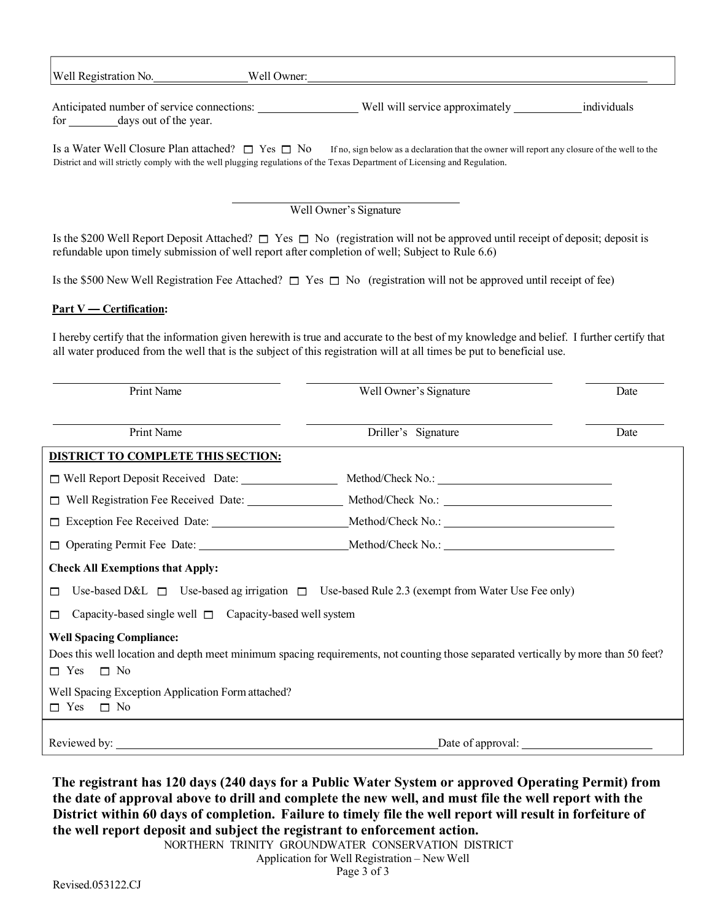Well Registration No.________________ Well Owner:______________________________________________

Anticipated number of service connections: _________________ Well will service approximately ___________ individuals for ________ days out of the year.

Is a Water Well Closure Plan attached? ☐ Yes ☐ No If no, sign below as a declaration that the owner will report any closure of the well to the District and will strictly comply with the well plugging regulations of the Texas Department of Licensing and Regulation.

______________________________________
Well Owner's Signature

Is the $200 Well Report Deposit Attached? ☐ Yes ☐ No (registration will not be approved until receipt of deposit; deposit is refundable upon timely submission of well report after completion of well; Subject to Rule 6.6)

Is the $500 New Well Registration Fee Attached? ☐ Yes ☐ No (registration will not be approved until receipt of fee)

**Part V — Certification:**

I hereby certify that the information given herewith is true and accurate to the best of my knowledge and belief. I further certify that all water produced from the well that is the subject of this registration will at all times be put to beneficial use.

| | | |
|---|---|---|
| Print Name | Well Owner's Signature | Date |
| Print Name | Driller's Signature | Date |

**DISTRICT TO COMPLETE THIS SECTION:**

☐ Well Report Deposit Received Date: ________________ Method/Check No.: ______________________________

☐ Well Registration Fee Received Date: ________________ Method/Check No.: ______________________________

☐ Exception Fee Received Date: ______________________ Method/Check No.: ______________________________

☐ Operating Permit Fee Date: _________________________ Method/Check No.: ______________________________

**Check All Exemptions that Apply:**

☐ Use-based D&L ☐ Use-based ag irrigation ☐ Use-based Rule 2.3 (exempt from Water Use Fee only)

☐ Capacity-based single well ☐ Capacity-based well system

**Well Spacing Compliance:**

Does this well location and depth meet minimum spacing requirements, not counting those separated vertically by more than 50 feet?
☐ Yes ☐ No

Well Spacing Exception Application Form attached?
☐ Yes ☐ No

Reviewed by: ______________________________________________ Date of approval: ______________________

**The registrant has 120 days (240 days for a Public Water System or approved Operating Permit) from the date of approval above to drill and complete the new well, and must file the well report with the District within 60 days of completion. Failure to timely file the well report will result in forfeiture of the well report deposit and subject the registrant to enforcement action.**

NORTHERN TRINITY GROUNDWATER CONSERVATION DISTRICT
Application for Well Registration – New Well

Revised.053122.CJ